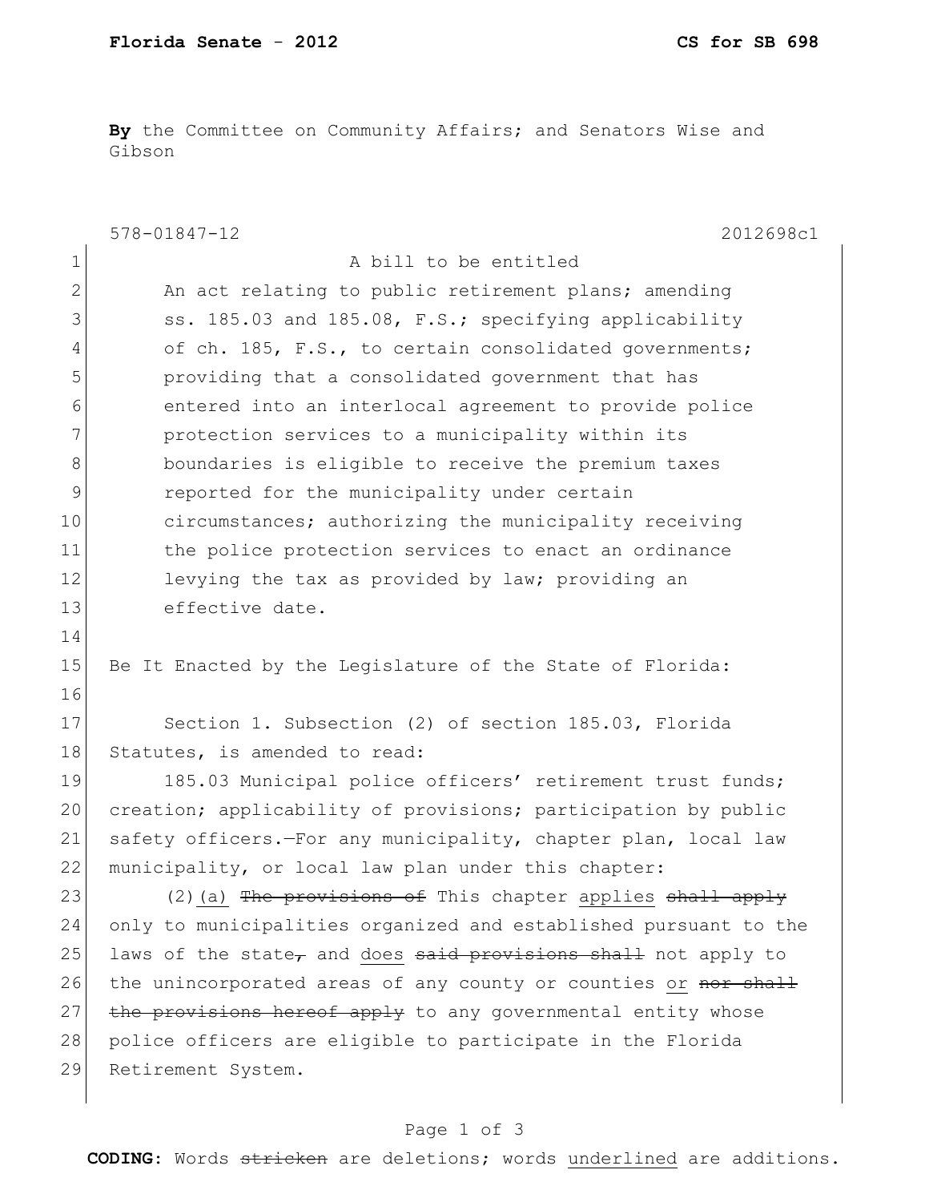**By** the Committee on Community Affairs; and Senators Wise and Gibson

578-01847-12 2012698c1

A bill to be entitled

An act relating to public retirement plans; amending ss. 185.03 and 185.08, F.S.; specifying applicability of ch. 185, F.S., to certain consolidated governments; providing that a consolidated government that has entered into an interlocal agreement to provide police protection services to a municipality within its boundaries is eligible to receive the premium taxes reported for the municipality under certain circumstances; authorizing the municipality receiving the police protection services to enact an ordinance levying the tax as provided by law; providing an effective date.

Be It Enacted by the Legislature of the State of Florida:

Section 1. Subsection (2) of section 185.03, Florida Statutes, is amended to read:

185.03 Municipal police officers' retirement trust funds; creation; applicability of provisions; participation by public safety officers.—For any municipality, chapter plan, local law municipality, or local law plan under this chapter:

(2)<u>(a)</u> ~~The provisions of~~ This chapter <u>applies</u> ~~shall apply~~ only to municipalities organized and established pursuant to the laws of the state~~,~~ and <u>does</u> ~~said provisions shall~~ not apply to the unincorporated areas of any county or counties <u>or</u> ~~nor shall the provisions hereof apply~~ to any governmental entity whose police officers are eligible to participate in the Florida Retirement System.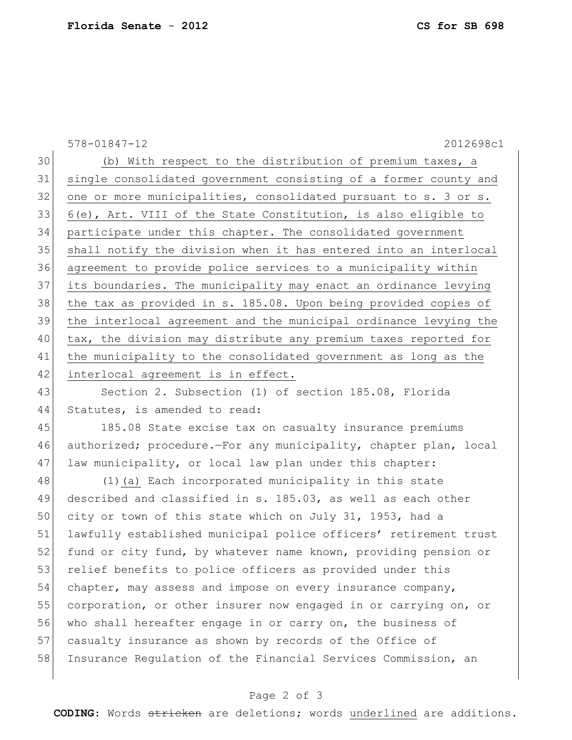578-01847-12 2012698c1

(b) With respect to the distribution of premium taxes, a single consolidated government consisting of a former county and one or more municipalities, consolidated pursuant to s. 3 or s. 6(e), Art. VIII of the State Constitution, is also eligible to participate under this chapter. The consolidated government shall notify the division when it has entered into an interlocal agreement to provide police services to a municipality within its boundaries. The municipality may enact an ordinance levying the tax as provided in s. 185.08. Upon being provided copies of the interlocal agreement and the municipal ordinance levying the tax, the division may distribute any premium taxes reported for the municipality to the consolidated government as long as the interlocal agreement is in effect.

Section 2. Subsection (1) of section 185.08, Florida Statutes, is amended to read:

185.08 State excise tax on casualty insurance premiums authorized; procedure.—For any municipality, chapter plan, local law municipality, or local law plan under this chapter:

(1)(a) Each incorporated municipality in this state described and classified in s. 185.03, as well as each other city or town of this state which on July 31, 1953, had a lawfully established municipal police officers' retirement trust fund or city fund, by whatever name known, providing pension or relief benefits to police officers as provided under this chapter, may assess and impose on every insurance company, corporation, or other insurer now engaged in or carrying on, or who shall hereafter engage in or carry on, the business of casualty insurance as shown by records of the Office of Insurance Regulation of the Financial Services Commission, an

**CODING:** Words ~~stricken~~ are deletions; words underlined are additions.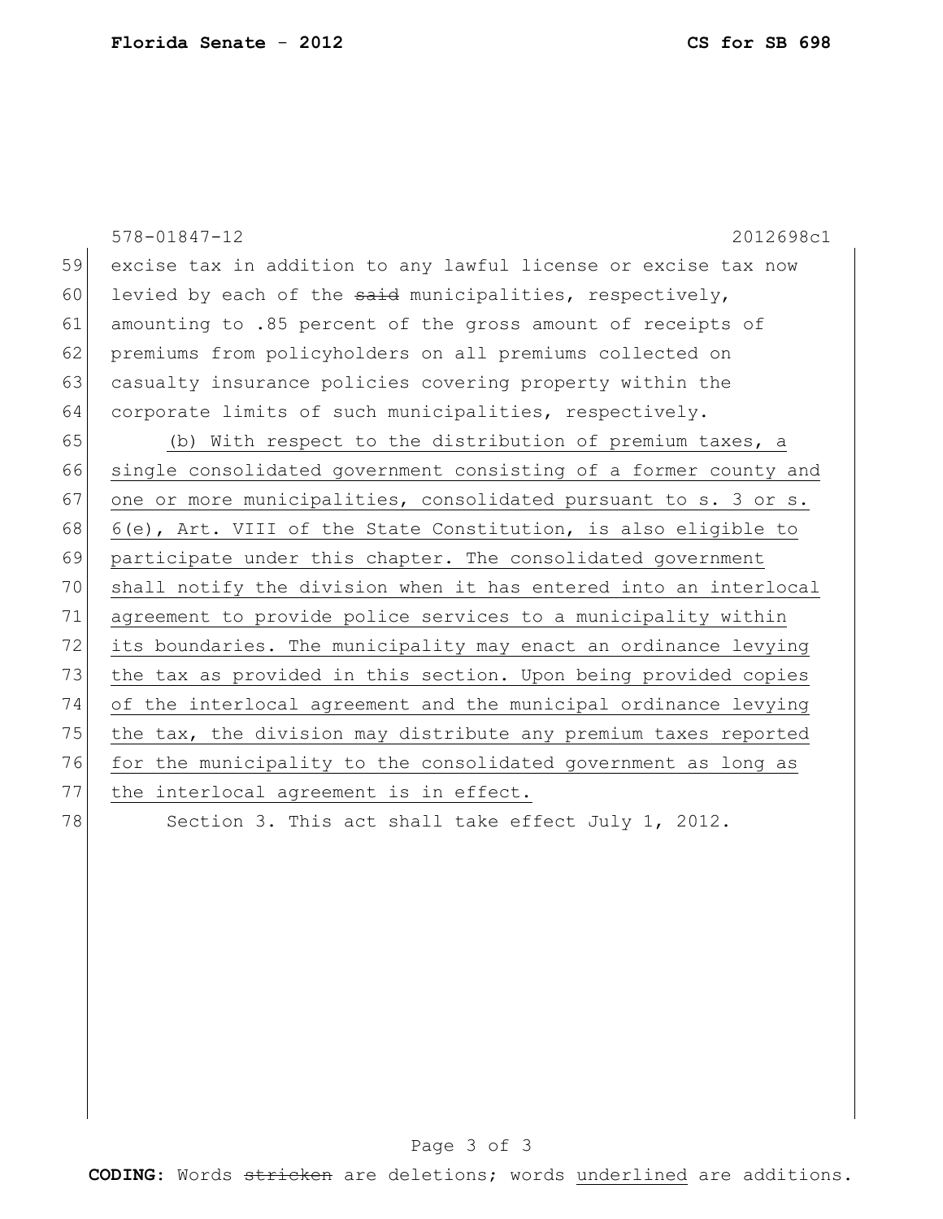578-01847-12 2012698c1

59 excise tax in addition to any lawful license or excise tax now
60 levied by each of the ~~said~~ municipalities, respectively,
61 amounting to .85 percent of the gross amount of receipts of
62 premiums from policyholders on all premiums collected on
63 casualty insurance policies covering property within the
64 corporate limits of such municipalities, respectively.

65 <u>(b) With respect to the distribution of premium taxes, a</u>
66 <u>single consolidated government consisting of a former county and</u>
67 <u>one or more municipalities, consolidated pursuant to s. 3 or s.</u>
68 <u>6(e), Art. VIII of the State Constitution, is also eligible to</u>
69 <u>participate under this chapter. The consolidated government</u>
70 <u>shall notify the division when it has entered into an interlocal</u>
71 <u>agreement to provide police services to a municipality within</u>
72 <u>its boundaries. The municipality may enact an ordinance levying</u>
73 <u>the tax as provided in this section. Upon being provided copies</u>
74 <u>of the interlocal agreement and the municipal ordinance levying</u>
75 <u>the tax, the division may distribute any premium taxes reported</u>
76 <u>for the municipality to the consolidated government as long as</u>
77 <u>the interlocal agreement is in effect.</u>

78 Section 3. This act shall take effect July 1, 2012.

**CODING:** Words ~~stricken~~ are deletions; words <u>underlined</u> are additions.